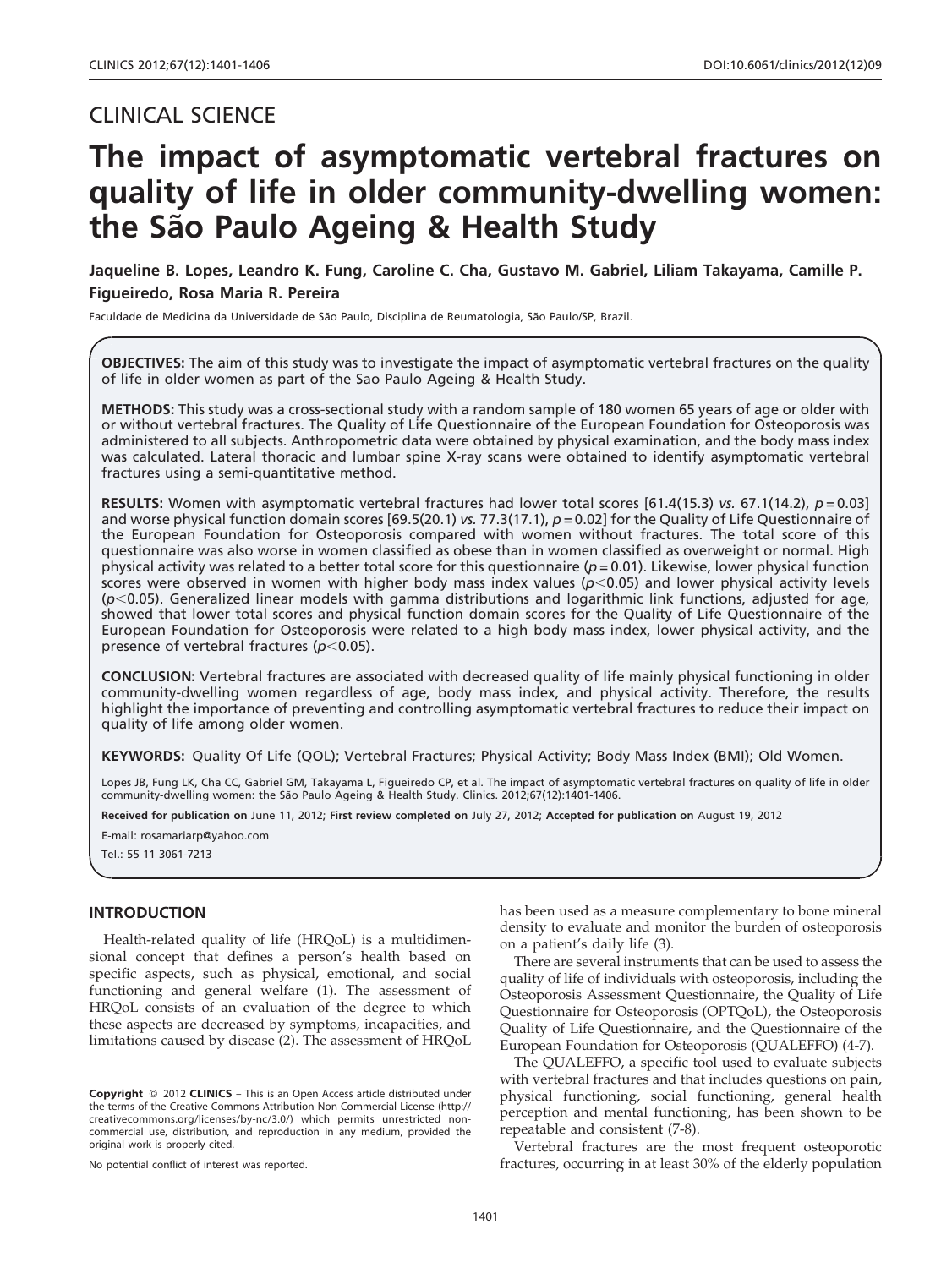CLINICAL SCIENCE

# The impact of asymptomatic vertebral fractures on quality of life in older community-dwelling women: the São Paulo Ageing & Health Study

**Jaqueline B. Lopes, Leandro K. Fung, Caroline C. Cha, Gustavo M. Gabriel, Liliam Takayama, Camille P. Figueiredo, Rosa Maria R. Pereira**

Faculdade de Medicina da Universidade de São Paulo, Disciplina de Reumatologia, São Paulo/SP, Brazil.

**OBJECTIVES:** The aim of this study was to investigate the impact of asymptomatic vertebral fractures on the quality of life in older women as part of the Sao Paulo Ageing & Health Study.

**METHODS:** This study was a cross-sectional study with a random sample of 180 women 65 years of age or older with or without vertebral fractures. The Quality of Life Questionnaire of the European Foundation for Osteoporosis was administered to all subjects. Anthropometric data were obtained by physical examination, and the body mass index was calculated. Lateral thoracic and lumbar spine X-ray scans were obtained to identify asymptomatic vertebral fractures using a semi-quantitative method.

**RESULTS:** Women with asymptomatic vertebral fractures had lower total scores [61.4(15.3) *vs.* 67.1(14.2), $p = 0.03$] and worse physical function domain scores [69.5(20.1) *vs.* 77.3(17.1), $p = 0.02$] for the Quality of Life Questionnaire of the European Foundation for Osteoporosis compared with women without fractures. The total score of this questionnaire was also worse in women classified as obese than in women classified as overweight or normal. High physical activity was related to a better total score for this questionnaire ($p = 0.01$). Likewise, lower physical function scores were observed in women with higher body mass index values ($p < 0.05$) and lower physical activity levels ($p < 0.05$). Generalized linear models with gamma distributions and logarithmic link functions, adjusted for age, showed that lower total scores and physical function domain scores for the Quality of Life Questionnaire of the European Foundation for Osteoporosis were related to a high body mass index, lower physical activity, and the presence of vertebral fractures ($p < 0.05$).

**CONCLUSION:** Vertebral fractures are associated with decreased quality of life mainly physical functioning in older community-dwelling women regardless of age, body mass index, and physical activity. Therefore, the results highlight the importance of preventing and controlling asymptomatic vertebral fractures to reduce their impact on quality of life among older women.

**KEYWORDS:** Quality Of Life (QOL); Vertebral Fractures; Physical Activity; Body Mass Index (BMI); Old Women.

Lopes JB, Fung LK, Cha CC, Gabriel GM, Takayama L, Figueiredo CP, et al. The impact of asymptomatic vertebral fractures on quality of life in older community-dwelling women: the São Paulo Ageing & Health Study. Clinics. 2012;67(12):1401-1406.

**Received for publication on** June 11, 2012; **First review completed on** July 27, 2012; **Accepted for publication on** August 19, 2012

E-mail: rosamariarp@yahoo.com

Tel.: 55 11 3061-7213

## INTRODUCTION

Health-related quality of life (HRQoL) is a multidimensional concept that defines a person's health based on specific aspects, such as physical, emotional, and social functioning and general welfare (1). The assessment of HRQoL consists of an evaluation of the degree to which these aspects are decreased by symptoms, incapacities, and limitations caused by disease (2). The assessment of HRQoL has been used as a measure complementary to bone mineral density to evaluate and monitor the burden of osteoporosis on a patient's daily life (3).

There are several instruments that can be used to assess the quality of life of individuals with osteoporosis, including the Osteoporosis Assessment Questionnaire, the Quality of Life Questionnaire for Osteoporosis (OPTQoL), the Osteoporosis Quality of Life Questionnaire, and the Questionnaire of the European Foundation for Osteoporosis (QUALEFFO) (4-7).

The QUALEFFO, a specific tool used to evaluate subjects with vertebral fractures and that includes questions on pain, physical functioning, social functioning, general health perception and mental functioning, has been shown to be repeatable and consistent (7-8).

Vertebral fractures are the most frequent osteoporotic fractures, occurring in at least 30% of the elderly population

**Copyright** © 2012 **CLINICS** – This is an Open Access article distributed under the terms of the Creative Commons Attribution Non-Commercial License (http://creativecommons.org/licenses/by-nc/3.0/) which permits unrestricted non-commercial use, distribution, and reproduction in any medium, provided the original work is properly cited.

No potential conflict of interest was reported.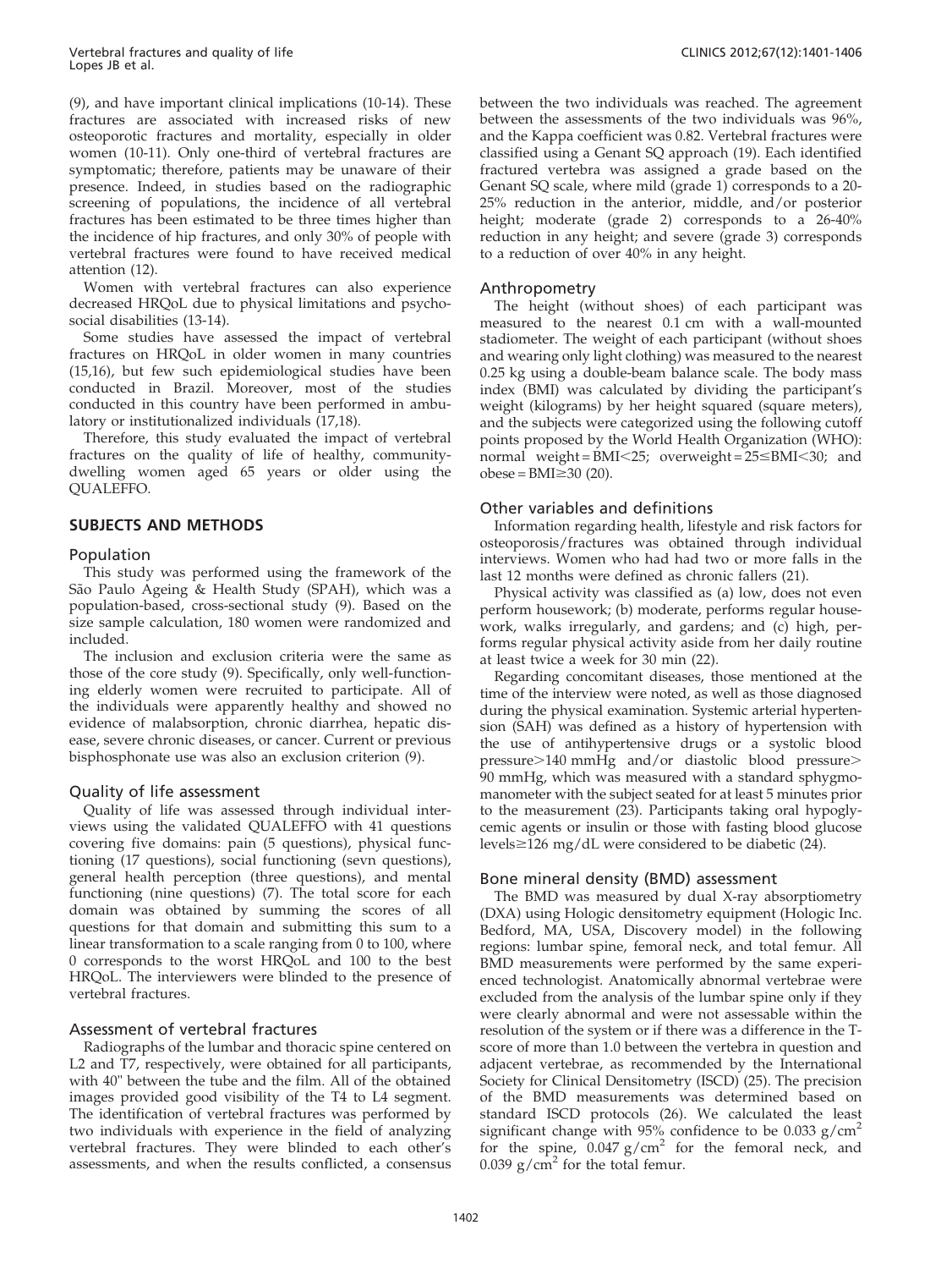(9), and have important clinical implications (10-14). These fractures are associated with increased risks of new osteoporotic fractures and mortality, especially in older women (10-11). Only one-third of vertebral fractures are symptomatic; therefore, patients may be unaware of their presence. Indeed, in studies based on the radiographic screening of populations, the incidence of all vertebral fractures has been estimated to be three times higher than the incidence of hip fractures, and only 30% of people with vertebral fractures were found to have received medical attention (12).

Women with vertebral fractures can also experience decreased HRQoL due to physical limitations and psychosocial disabilities (13-14).

Some studies have assessed the impact of vertebral fractures on HRQoL in older women in many countries (15,16), but few such epidemiological studies have been conducted in Brazil. Moreover, most of the studies conducted in this country have been performed in ambulatory or institutionalized individuals (17,18).

Therefore, this study evaluated the impact of vertebral fractures on the quality of life of healthy, community-dwelling women aged 65 years or older using the QUALEFFO.

## SUBJECTS AND METHODS

### Population

This study was performed using the framework of the São Paulo Ageing & Health Study (SPAH), which was a population-based, cross-sectional study (9). Based on the size sample calculation, 180 women were randomized and included.

The inclusion and exclusion criteria were the same as those of the core study (9). Specifically, only well-functioning elderly women were recruited to participate. All of the individuals were apparently healthy and showed no evidence of malabsorption, chronic diarrhea, hepatic disease, severe chronic diseases, or cancer. Current or previous bisphosphonate use was also an exclusion criterion (9).

### Quality of life assessment

Quality of life was assessed through individual interviews using the validated QUALEFFO with 41 questions covering five domains: pain (5 questions), physical functioning (17 questions), social functioning (sevn questions), general health perception (three questions), and mental functioning (nine questions) (7). The total score for each domain was obtained by summing the scores of all questions for that domain and submitting this sum to a linear transformation to a scale ranging from 0 to 100, where 0 corresponds to the worst HRQoL and 100 to the best HRQoL. The interviewers were blinded to the presence of vertebral fractures.

### Assessment of vertebral fractures

Radiographs of the lumbar and thoracic spine centered on L2 and T7, respectively, were obtained for all participants, with 40" between the tube and the film. All of the obtained images provided good visibility of the T4 to L4 segment. The identification of vertebral fractures was performed by two individuals with experience in the field of analyzing vertebral fractures. They were blinded to each other's assessments, and when the results conflicted, a consensus between the two individuals was reached. The agreement between the assessments of the two individuals was 96%, and the Kappa coefficient was 0.82. Vertebral fractures were classified using a Genant SQ approach (19). Each identified fractured vertebra was assigned a grade based on the Genant SQ scale, where mild (grade 1) corresponds to a 20-25% reduction in the anterior, middle, and/or posterior height; moderate (grade 2) corresponds to a 26-40% reduction in any height; and severe (grade 3) corresponds to a reduction of over 40% in any height.

### Anthropometry

The height (without shoes) of each participant was measured to the nearest 0.1 cm with a wall-mounted stadiometer. The weight of each participant (without shoes and wearing only light clothing) was measured to the nearest 0.25 kg using a double-beam balance scale. The body mass index (BMI) was calculated by dividing the participant's weight (kilograms) by her height squared (square meters), and the subjects were categorized using the following cutoff points proposed by the World Health Organization (WHO): normal weight = $\text{BMI}<25$; overweight = $25\leq\text{BMI}<30$; and obese = $\text{BMI}\geq30$ (20).

### Other variables and definitions

Information regarding health, lifestyle and risk factors for osteoporosis/fractures was obtained through individual interviews. Women who had had two or more falls in the last 12 months were defined as chronic fallers (21).

Physical activity was classified as (a) low, does not even perform housework; (b) moderate, performs regular housework, walks irregularly, and gardens; and (c) high, performs regular physical activity aside from her daily routine at least twice a week for 30 min (22).

Regarding concomitant diseases, those mentioned at the time of the interview were noted, as well as those diagnosed during the physical examination. Systemic arterial hypertension (SAH) was defined as a history of hypertension with the use of antihypertensive drugs or a systolic blood pressure $>$140 mmHg and/or diastolic blood pressure$>$ 90 mmHg, which was measured with a standard sphygmomanometer with the subject seated for at least 5 minutes prior to the measurement (23). Participants taking oral hypoglycemic agents or insulin or those with fasting blood glucose levels$\geq$126 mg/dL were considered to be diabetic (24).

### Bone mineral density (BMD) assessment

The BMD was measured by dual X-ray absorptiometry (DXA) using Hologic densitometry equipment (Hologic Inc. Bedford, MA, USA, Discovery model) in the following regions: lumbar spine, femoral neck, and total femur. All BMD measurements were performed by the same experienced technologist. Anatomically abnormal vertebrae were excluded from the analysis of the lumbar spine only if they were clearly abnormal and were not assessable within the resolution of the system or if there was a difference in the T-score of more than 1.0 between the vertebra in question and adjacent vertebrae, as recommended by the International Society for Clinical Densitometry (ISCD) (25). The precision of the BMD measurements was determined based on standard ISCD protocols (26). We calculated the least significant change with 95% confidence to be 0.033 $g/cm^2$ for the spine, 0.047 $g/cm^2$ for the femoral neck, and 0.039 $g/cm^2$ for the total femur.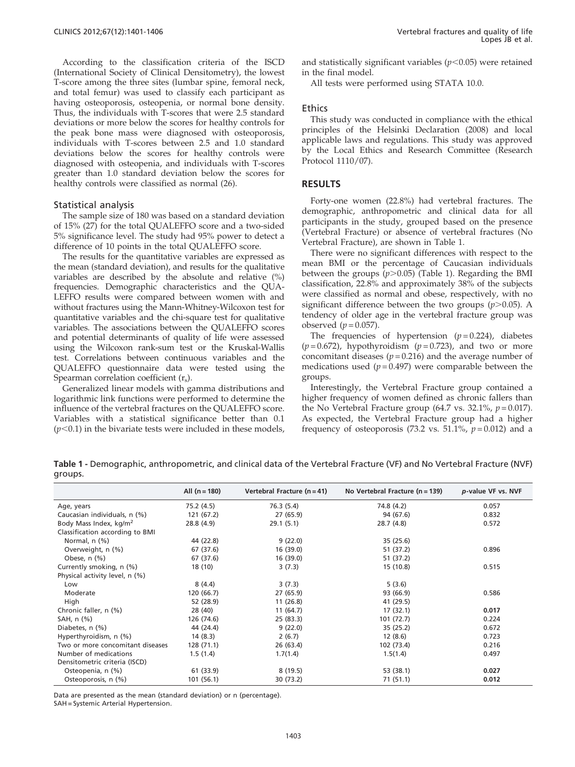According to the classification criteria of the ISCD (International Society of Clinical Densitometry), the lowest T-score among the three sites (lumbar spine, femoral neck, and total femur) was used to classify each participant as having osteoporosis, osteopenia, or normal bone density. Thus, the individuals with T-scores that were 2.5 standard deviations or more below the scores for healthy controls for the peak bone mass were diagnosed with osteoporosis, individuals with T-scores between 2.5 and 1.0 standard deviations below the scores for healthy controls were diagnosed with osteopenia, and individuals with T-scores greater than 1.0 standard deviation below the scores for healthy controls were classified as normal (26).

### Statistical analysis

The sample size of 180 was based on a standard deviation of 15% (27) for the total QUALEFFO score and a two-sided 5% significance level. The study had 95% power to detect a difference of 10 points in the total QUALEFFO score.

The results for the quantitative variables are expressed as the mean (standard deviation), and results for the qualitative variables are described by the absolute and relative (%) frequencies. Demographic characteristics and the QUALEFFO results were compared between women with and without fractures using the Mann-Whitney-Wilcoxon test for quantitative variables and the chi-square test for qualitative variables. The associations between the QUALEFFO scores and potential determinants of quality of life were assessed using the Wilcoxon rank-sum test or the Kruskal-Wallis test. Correlations between continuous variables and the QUALEFFO questionnaire data were tested using the Spearman correlation coefficient ($r_s$).

Generalized linear models with gamma distributions and logarithmic link functions were performed to determine the influence of the vertebral fractures on the QUALEFFO score. Variables with a statistical significance better than 0.1 ($p<0.1$) in the bivariate tests were included in these models, and statistically significant variables ($p<0.05$) were retained in the final model.

All tests were performed using STATA 10.0.

### Ethics

This study was conducted in compliance with the ethical principles of the Helsinki Declaration (2008) and local applicable laws and regulations. This study was approved by the Local Ethics and Research Committee (Research Protocol 1110/07).

## RESULTS

Forty-one women (22.8%) had vertebral fractures. The demographic, anthropometric and clinical data for all participants in the study, grouped based on the presence (Vertebral Fracture) or absence of vertebral fractures (No Vertebral Fracture), are shown in Table 1.

There were no significant differences with respect to the mean BMI or the percentage of Caucasian individuals between the groups ($p>0.05$) (Table 1). Regarding the BMI classification, 22.8% and approximately 38% of the subjects were classified as normal and obese, respectively, with no significant difference between the two groups ($p>0.05$). A tendency of older age in the vertebral fracture group was observed ($p=0.057$).

The frequencies of hypertension ($p=0.224$), diabetes ($p=0.672$), hypothyroidism ($p=0.723$), and two or more concomitant diseases ($p=0.216$) and the average number of medications used ($p=0.497$) were comparable between the groups.

Interestingly, the Vertebral Fracture group contained a higher frequency of women defined as chronic fallers than the No Vertebral Fracture group (64.7 vs. 32.1%, $p=0.017$). As expected, the Vertebral Fracture group had a higher frequency of osteoporosis (73.2 vs. 51.1%, $p=0.012$) and a

**Table 1 -** Demographic, anthropometric, and clinical data of the Vertebral Fracture (VF) and No Vertebral Fracture (NVF) groups.

| | All (n = 180) | Vertebral Fracture (n = 41) | No Vertebral Fracture (n = 139) | *p*-value VF vs. NVF |
|---|---|---|---|---|
| Age, years | 75.2 (4.5) | 76.3 (5.4) | 74.8 (4.2) | 0.057 |
| Caucasian individuals, n (%) | 121 (67.2) | 27 (65.9) | 94 (67.6) | 0.832 |
| Body Mass Index, kg/m$^2$ | 28.8 (4.9) | 29.1 (5.1) | 28.7 (4.8) | 0.572 |
| Classification according to BMI | | | | |
| Normal, n (%) | 44 (22.8) | 9 (22.0) | 35 (25.6) | |
| Overweight, n (%) | 67 (37.6) | 16 (39.0) | 51 (37.2) | 0.896 |
| Obese, n (%) | 67 (37.6) | 16 (39.0) | 51 (37.2) | |
| Currently smoking, n (%) | 18 (10) | 3 (7.3) | 15 (10.8) | 0.515 |
| Physical activity level, n (%) | | | | |
| Low | 8 (4.4) | 3 (7.3) | 5 (3.6) | |
| Moderate | 120 (66.7) | 27 (65.9) | 93 (66.9) | 0.586 |
| High | 52 (28.9) | 11 (26.8) | 41 (29.5) | |
| Chronic faller, n (%) | 28 (40) | 11 (64.7) | 17 (32.1) | **0.017** |
| SAH, n (%) | 126 (74.6) | 25 (83.3) | 101 (72.7) | 0.224 |
| Diabetes, n (%) | 44 (24.4) | 9 (22.0) | 35 (25.2) | 0.672 |
| Hyperthyroidism, n (%) | 14 (8.3) | 2 (6.7) | 12 (8.6) | 0.723 |
| Two or more concomitant diseases | 128 (71.1) | 26 (63.4) | 102 (73.4) | 0.216 |
| Number of medications | 1.5 (1.4) | 1.7(1.4) | 1.5(1.4) | 0.497 |
| Densitometric criteria (ISCD) | | | | |
| Osteopenia, n (%) | 61 (33.9) | 8 (19.5) | 53 (38.1) | **0.027** |
| Osteoporosis, n (%) | 101 (56.1) | 30 (73.2) | 71 (51.1) | **0.012** |

Data are presented as the mean (standard deviation) or n (percentage).
SAH = Systemic Arterial Hypertension.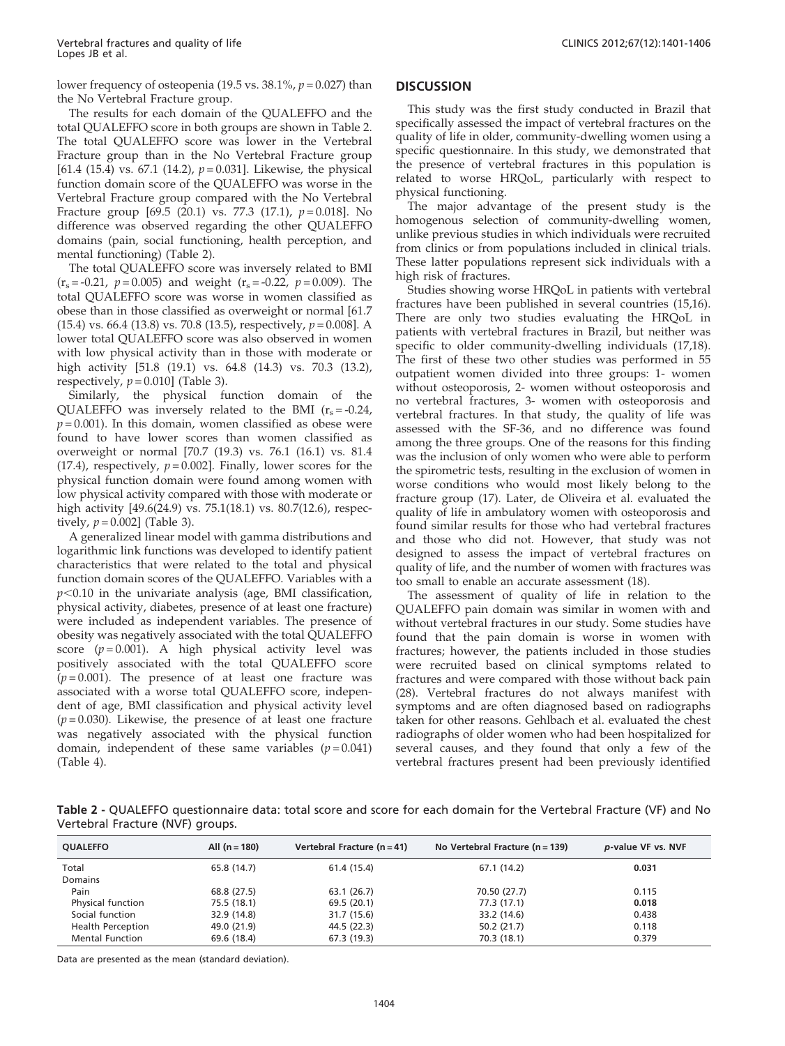lower frequency of osteopenia (19.5 vs. 38.1%, $p = 0.027$) than the No Vertebral Fracture group.

The results for each domain of the QUALEFFO and the total QUALEFFO score in both groups are shown in Table 2. The total QUALEFFO score was lower in the Vertebral Fracture group than in the No Vertebral Fracture group [61.4 (15.4) vs. 67.1 (14.2), $p = 0.031$]. Likewise, the physical function domain score of the QUALEFFO was worse in the Vertebral Fracture group compared with the No Vertebral Fracture group [69.5 (20.1) vs. 77.3 (17.1), $p = 0.018$]. No difference was observed regarding the other QUALEFFO domains (pain, social functioning, health perception, and mental functioning) (Table 2).

The total QUALEFFO score was inversely related to BMI ($r_s = -0.21$, $p = 0.005$) and weight ($r_s = -0.22$, $p = 0.009$). The total QUALEFFO score was worse in women classified as obese than in those classified as overweight or normal [61.7 (15.4) vs. 66.4 (13.8) vs. 70.8 (13.5), respectively, $p = 0.008$]. A lower total QUALEFFO score was also observed in women with low physical activity than in those with moderate or high activity [51.8 (19.1) vs. 64.8 (14.3) vs. 70.3 (13.2), respectively, $p = 0.010$] (Table 3).

Similarly, the physical function domain of the QUALEFFO was inversely related to the BMI ($r_s = -0.24$, $p = 0.001$). In this domain, women classified as obese were found to have lower scores than women classified as overweight or normal [70.7 (19.3) vs. 76.1 (16.1) vs. 81.4 (17.4), respectively, $p = 0.002$]. Finally, lower scores for the physical function domain were found among women with low physical activity compared with those with moderate or high activity [49.6(24.9) vs. 75.1(18.1) vs. 80.7(12.6), respectively, $p = 0.002$] (Table 3).

A generalized linear model with gamma distributions and logarithmic link functions was developed to identify patient characteristics that were related to the total and physical function domain scores of the QUALEFFO. Variables with a $p<0.10$ in the univariate analysis (age, BMI classification, physical activity, diabetes, presence of at least one fracture) were included as independent variables. The presence of obesity was negatively associated with the total QUALEFFO score ($p = 0.001$). A high physical activity level was positively associated with the total QUALEFFO score ($p = 0.001$). The presence of at least one fracture was associated with a worse total QUALEFFO score, independent of age, BMI classification and physical activity level ($p = 0.030$). Likewise, the presence of at least one fracture was negatively associated with the physical function domain, independent of these same variables ($p = 0.041$) (Table 4).

## DISCUSSION

This study was the first study conducted in Brazil that specifically assessed the impact of vertebral fractures on the quality of life in older, community-dwelling women using a specific questionnaire. In this study, we demonstrated that the presence of vertebral fractures in this population is related to worse HRQoL, particularly with respect to physical functioning.

The major advantage of the present study is the homogenous selection of community-dwelling women, unlike previous studies in which individuals were recruited from clinics or from populations included in clinical trials. These latter populations represent sick individuals with a high risk of fractures.

Studies showing worse HRQoL in patients with vertebral fractures have been published in several countries (15,16). There are only two studies evaluating the HRQoL in patients with vertebral fractures in Brazil, but neither was specific to older community-dwelling individuals (17,18). The first of these two other studies was performed in 55 outpatient women divided into three groups: 1- women without osteoporosis, 2- women without osteoporosis and no vertebral fractures, 3- women with osteoporosis and vertebral fractures. In that study, the quality of life was assessed with the SF-36, and no difference was found among the three groups. One of the reasons for this finding was the inclusion of only women who were able to perform the spirometric tests, resulting in the exclusion of women in worse conditions who would most likely belong to the fracture group (17). Later, de Oliveira et al. evaluated the quality of life in ambulatory women with osteoporosis and found similar results for those who had vertebral fractures and those who did not. However, that study was not designed to assess the impact of vertebral fractures on quality of life, and the number of women with fractures was too small to enable an accurate assessment (18).

The assessment of quality of life in relation to the QUALEFFO pain domain was similar in women with and without vertebral fractures in our study. Some studies have found that the pain domain is worse in women with fractures; however, the patients included in those studies were recruited based on clinical symptoms related to fractures and were compared with those without back pain (28). Vertebral fractures do not always manifest with symptoms and are often diagnosed based on radiographs taken for other reasons. Gehlbach et al. evaluated the chest radiographs of older women who had been hospitalized for several causes, and they found that only a few of the vertebral fractures present had been previously identified

**Table 2 -** QUALEFFO questionnaire data: total score and score for each domain for the Vertebral Fracture (VF) and No Vertebral Fracture (NVF) groups.

| QUALEFFO | All (n = 180) | Vertebral Fracture (n = 41) | No Vertebral Fracture (n = 139) | *p*-value VF vs. NVF |
|---|---|---|---|---|
| Total | 65.8 (14.7) | 61.4 (15.4) | 67.1 (14.2) | **0.031** |
| Domains | | | | |
| Pain | 68.8 (27.5) | 63.1 (26.7) | 70.50 (27.7) | 0.115 |
| Physical function | 75.5 (18.1) | 69.5 (20.1) | 77.3 (17.1) | **0.018** |
| Social function | 32.9 (14.8) | 31.7 (15.6) | 33.2 (14.6) | 0.438 |
| Health Perception | 49.0 (21.9) | 44.5 (22.3) | 50.2 (21.7) | 0.118 |
| Mental Function | 69.6 (18.4) | 67.3 (19.3) | 70.3 (18.1) | 0.379 |

Data are presented as the mean (standard deviation).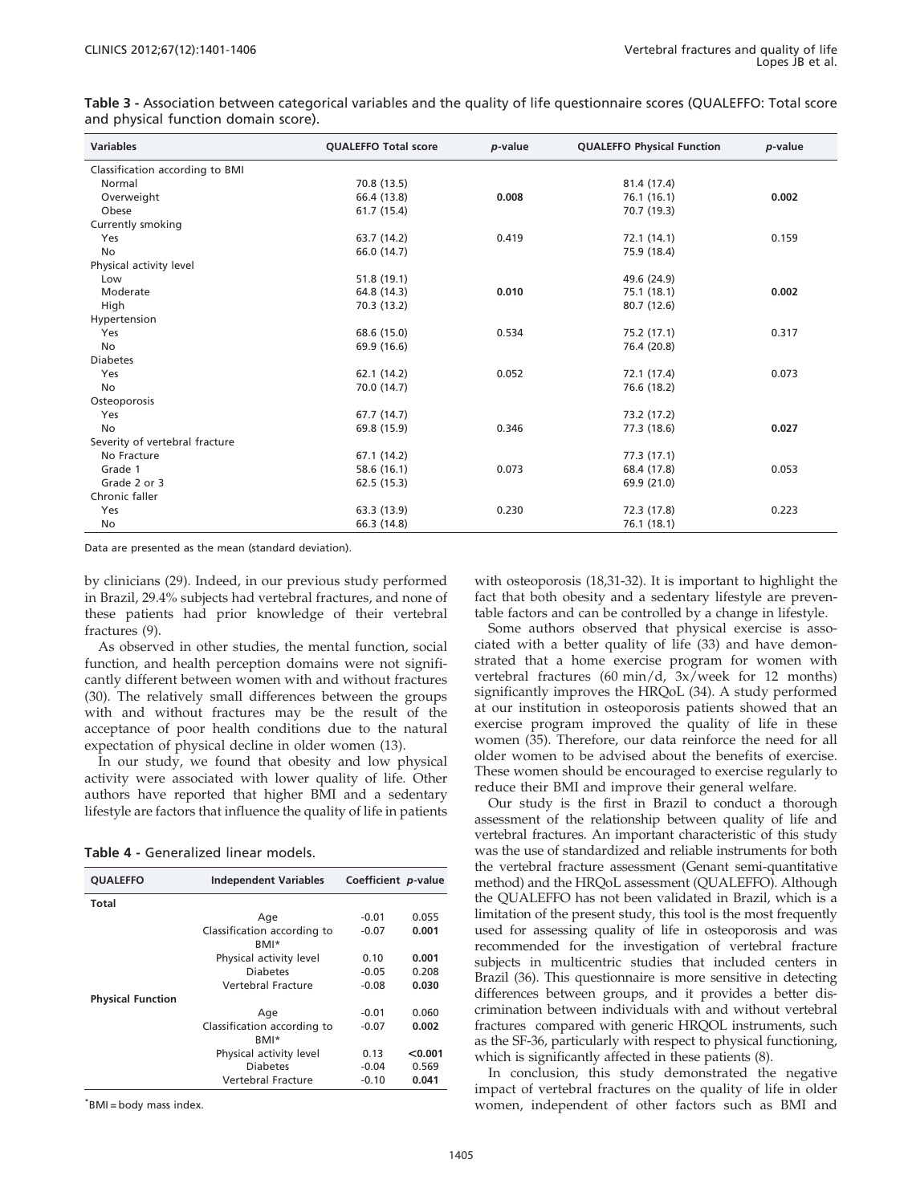**Table 3 -** Association between categorical variables and the quality of life questionnaire scores (QUALEFFO: Total score and physical function domain score).

| Variables | QUALEFFO Total score | *p*-value | QUALEFFO Physical Function | *p*-value |
|---|---|---|---|---|
| Classification according to BMI | | | | |
| Normal | 70.8 (13.5) | | 81.4 (17.4) | |
| Overweight | 66.4 (13.8) | **0.008** | 76.1 (16.1) | **0.002** |
| Obese | 61.7 (15.4) | | 70.7 (19.3) | |
| Currently smoking | | | | |
| Yes | 63.7 (14.2) | 0.419 | 72.1 (14.1) | 0.159 |
| No | 66.0 (14.7) | | 75.9 (18.4) | |
| Physical activity level | | | | |
| Low | 51.8 (19.1) | | 49.6 (24.9) | |
| Moderate | 64.8 (14.3) | **0.010** | 75.1 (18.1) | **0.002** |
| High | 70.3 (13.2) | | 80.7 (12.6) | |
| Hypertension | | | | |
| Yes | 68.6 (15.0) | 0.534 | 75.2 (17.1) | 0.317 |
| No | 69.9 (16.6) | | 76.4 (20.8) | |
| Diabetes | | | | |
| Yes | 62.1 (14.2) | 0.052 | 72.1 (17.4) | 0.073 |
| No | 70.0 (14.7) | | 76.6 (18.2) | |
| Osteoporosis | | | | |
| Yes | 67.7 (14.7) | | 73.2 (17.2) | |
| No | 69.8 (15.9) | 0.346 | 77.3 (18.6) | **0.027** |
| Severity of vertebral fracture | | | | |
| No Fracture | 67.1 (14.2) | | 77.3 (17.1) | |
| Grade 1 | 58.6 (16.1) | 0.073 | 68.4 (17.8) | 0.053 |
| Grade 2 or 3 | 62.5 (15.3) | | 69.9 (21.0) | |
| Chronic faller | | | | |
| Yes | 63.3 (13.9) | 0.230 | 72.3 (17.8) | 0.223 |
| No | 66.3 (14.8) | | 76.1 (18.1) | |

Data are presented as the mean (standard deviation).

by clinicians (29). Indeed, in our previous study performed in Brazil, 29.4% subjects had vertebral fractures, and none of these patients had prior knowledge of their vertebral fractures (9).

As observed in other studies, the mental function, social function, and health perception domains were not significantly different between women with and without fractures (30). The relatively small differences between the groups with and without fractures may be the result of the acceptance of poor health conditions due to the natural expectation of physical decline in older women (13).

In our study, we found that obesity and low physical activity were associated with lower quality of life. Other authors have reported that higher BMI and a sedentary lifestyle are factors that influence the quality of life in patients

**Table 4 -** Generalized linear models.

| QUALEFFO | Independent Variables | Coefficient | *p*-value |
|---|---|---|---|
| **Total** | | | |
| | Age | -0.01 | 0.055 |
| | Classification according to BMI* | -0.07 | **0.001** |
| | Physical activity level | 0.10 | **0.001** |
| | Diabetes | -0.05 | 0.208 |
| | Vertebral Fracture | -0.08 | **0.030** |
| **Physical Function** | | | |
| | Age | -0.01 | 0.060 |
| | Classification according to BMI* | -0.07 | **0.002** |
| | Physical activity level | 0.13 | **<0.001** |
| | Diabetes | -0.04 | 0.569 |
| | Vertebral Fracture | -0.10 | **0.041** |

*BMI = body mass index.

with osteoporosis (18,31-32). It is important to highlight the fact that both obesity and a sedentary lifestyle are preventable factors and can be controlled by a change in lifestyle.

Some authors observed that physical exercise is associated with a better quality of life (33) and have demonstrated that a home exercise program for women with vertebral fractures (60 min/d, 3x/week for 12 months) significantly improves the HRQoL (34). A study performed at our institution in osteoporosis patients showed that an exercise program improved the quality of life in these women (35). Therefore, our data reinforce the need for all older women to be advised about the benefits of exercise. These women should be encouraged to exercise regularly to reduce their BMI and improve their general welfare.

Our study is the first in Brazil to conduct a thorough assessment of the relationship between quality of life and vertebral fractures. An important characteristic of this study was the use of standardized and reliable instruments for both the vertebral fracture assessment (Genant semi-quantitative method) and the HRQoL assessment (QUALEFFO). Although the QUALEFFO has not been validated in Brazil, which is a limitation of the present study, this tool is the most frequently used for assessing quality of life in osteoporosis and was recommended for the investigation of vertebral fracture subjects in multicentric studies that included centers in Brazil (36). This questionnaire is more sensitive in detecting differences between groups, and it provides a better discrimination between individuals with and without vertebral fractures compared with generic HRQOL instruments, such as the SF-36, particularly with respect to physical functioning, which is significantly affected in these patients (8).

In conclusion, this study demonstrated the negative impact of vertebral fractures on the quality of life in older women, independent of other factors such as BMI and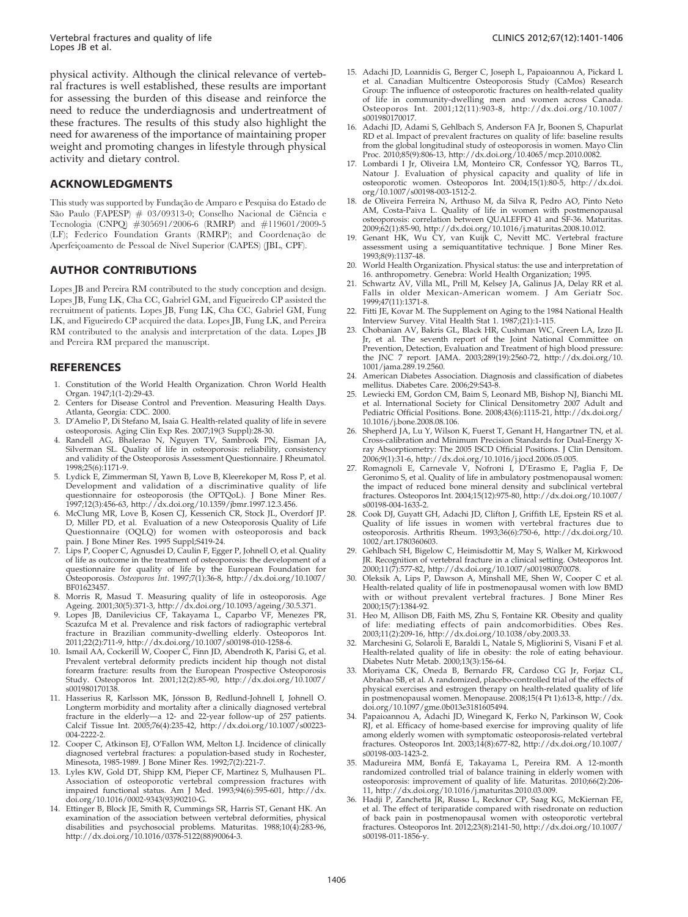physical activity. Although the clinical relevance of vertebral fractures is well established, these results are important for assessing the burden of this disease and reinforce the need to reduce the underdiagnosis and undertreatment of these fractures. The results of this study also highlight the need for awareness of the importance of maintaining proper weight and promoting changes in lifestyle through physical activity and dietary control.

## ACKNOWLEDGMENTS

This study was supported by Fundação de Amparo e Pesquisa do Estado de São Paulo (FAPESP) # 03/09313-0; Conselho Nacional de Ciência e Tecnologia (CNPQ) #305691/2006-6 (RMRP) and #119601/2009-5 (LF); Federico Foundation Grants (RMRP); and Coordenação de Aperfeiçoamento de Pessoal de Nível Superior (CAPES) (JBL, CPF).

## AUTHOR CONTRIBUTIONS

Lopes JB and Pereira RM contributed to the study conception and design. Lopes JB, Fung LK, Cha CC, Gabriel GM, and Figueiredo CP assisted the recruitment of patients. Lopes JB, Fung LK, Cha CC, Gabriel GM, Fung LK, and Figueiredo CP acquired the data. Lopes JB, Fung LK, and Pereira RM contributed to the analysis and interpretation of the data. Lopes JB and Pereira RM prepared the manuscript.

## REFERENCES

1. Constitution of the World Health Organization. Chron World Health Organ. 1947;1(1-2):29-43.
2. Centers for Disease Control and Prevention. Measuring Health Days. Atlanta, Georgia: CDC. 2000.
3. D'Amelio P, Di Stefano M, Isaia G. Health-related quality of life in severe osteoporosis. Aging Clin Exp Res. 2007;19(3 Suppl):28-30.
4. Randell AG, Bhalerao N, Nguyen TV, Sambrook PN, Eisman JA, Silverman SL. Quality of life in osteoporosis: reliability, consistency and validity of the Osteoporosis Assessment Questionnaire. J Rheumatol. 1998;25(6):1171-9.
5. Lydick E, Zimmerman SI, Yawn B, Love B, Kleerekoper M, Ross P, et al. Development and validation of a discriminative quality of life questionnaire for osteoporosis (the OPTQoL). J Bone Miner Res. 1997;12(3):456-63, http://dx.doi.org/10.1359/jbmr.1997.12.3.456.
6. McClung MR, Love B, Kosen CJ, Kessenich CR, Stock JL, Overdorf JP. D, Miller PD, et al. Evaluation of a new Osteoporosis Quality of Life Questionnaire (OQLQ) for women with osteoporosis and back pain. J Bone Miner Res. 1995 Suppl;S419-24.
7. Lips P, Cooper C, Agnusdei D, Caulin F, Egger P, Johnell O, et al. Quality of life as outcome in the treatment of osteoporosis: the development of a questionnaire for quality of life by the European Foundation for Osteoporosis. *Osteoporos Int*. 1997;7(1):36-8, http://dx.doi.org/10.1007/BF01623457.
8. Morris R, Masud T. Measuring quality of life in osteoporosis. Age Ageing. 2001;30(5):371-3, http://dx.doi.org/10.1093/ageing/30.5.371.
9. Lopes JB, Danilevicius CF, Takayama L, Caparbo VF, Menezes PR, Scazufca M et al. Prevalence and risk factors of radiographic vertebral fracture in Brazilian community-dwelling elderly. Osteoporos Int. 2011;22(2):711-9, http://dx.doi.org/10.1007/s00198-010-1258-6.
10. Ismail AA, Cockerill W, Cooper C, Finn JD, Abendroth K, Parisi G, et al. Prevalent vertebral deformity predicts incident hip though not distal forearm fracture: results from the European Prospective Osteoporosis Study. Osteoporos Int. 2001;12(2):85-90, http://dx.doi.org/10.1007/s001980170138.
11. Hasserius R, Karlsson MK, Jónsson B, Redlund-Johnell I, Johnell O. Longterm morbidity and mortality after a clinically diagnosed vertebral fracture in the elderly—a 12- and 22-year follow-up of 257 patients. Calcif Tissue Int. 2005;76(4):235-42, http://dx.doi.org/10.1007/s00223-004-2222-2.
12. Cooper C, Atkinson EJ, O'Fallon WM, Melton LJ. Incidence of clinically diagnosed vertebral fractures: a population-based study in Rochester, Minesota, 1985-1989. J Bone Miner Res. 1992;7(2):221-7.
13. Lyles KW, Gold DT, Shipp KM, Pieper CF, Martinez S, Mulhausen PL. Association of osteoporotic vertebral compression fractures with impaired functional status. Am J Med. 1993;94(6):595-601, http://dx.doi.org/10.1016/0002-9343(93)90210-G.
14. Ettinger B, Block JE, Smith R, Cummings SR, Harris ST, Genant HK. An examination of the association between vertebral deformities, physical disabilities and psychosocial problems. Maturitas. 1988;10(4):283-96, http://dx.doi.org/10.1016/0378-5122(88)90064-3.
15. Adachi JD, Loannidis G, Berger C, Joseph L, Papaioannou A, Pickard L et al. Canadian Multicentre Osteoporosis Study (CaMos) Research Group: The influence of osteoporotic fractures on health-related quality of life in community-dwelling men and women across Canada. Osteoporos Int. 2001;12(11):903-8, http://dx.doi.org/10.1007/s001980170017.
16. Adachi JD, Adami S, Gehlbach S, Anderson FA Jr, Boonen S, Chapurlat RD et al. Impact of prevalent fractures on quality of life: baseline results from the global longitudinal study of osteoporosis in women. Mayo Clin Proc. 2010;85(9):806-13, http://dx.doi.org/10.4065/mcp.2010.0082.
17. Lombardi I Jr, Oliveira LM, Monteiro CR, Confessor YQ, Barros TL, Natour J. Evaluation of physical capacity and quality of life in osteoporotic women. Osteoporos Int. 2004;15(1):80-5, http://dx.doi.org/10.1007/s00198-003-1512-2.
18. de Oliveira Ferreira N, Arthuso M, da Silva R, Pedro AO, Pinto Neto AM, Costa-Paiva L. Quality of life in women with postmenopausal osteoporosis: correlation between QUALEFFO 41 and SF-36. Maturitas. 2009;62(1):85-90, http://dx.doi.org/10.1016/j.maturitas.2008.10.012.
19. Genant HK, Wu CY, van Kuijk C, Nevitt MC. Vertebral fracture assessment using a semiquantitative technique. J Bone Miner Res. 1993;8(9):1137-48.
20. World Health Organization. Physical status: the use and interpretation of 16. anthropometry. Genebra: World Health Organization; 1995.
21. Schwartz AV, Villa ML, Prill M, Kelsey JA, Galinus JA, Delay RR et al. Falls in older Mexican-American womem. J Am Geriatr Soc. 1999;47(11):1371-8.
22. Fitti JE, Kovar M. The Supplement on Aging to the 1984 National Health Interview Survey. Vital Health Stat 1. 1987;(21):1-115.
23. Chobanian AV, Bakris GL, Black HR, Cushman WC, Green LA, Izzo JL Jr, et al. The seventh report of the Joint National Committee on Prevention, Detection, Evaluation and Treatment of high blood pressure: the JNC 7 report. JAMA. 2003;289(19):2560-72, http://dx.doi.org/10.1001/jama.289.19.2560.
24. American Diabetes Association. Diagnosis and classification of diabetes mellitus. Diabetes Care. 2006;29:S43-8.
25. Lewiecki EM, Gordon CM, Baim S, Leonard MB, Bishop NJ, Bianchi ML et al. International Society for Clinical Densitometry 2007 Adult and Pediatric Official Positions. Bone. 2008;43(6):1115-21, http://dx.doi.org/10.1016/j.bone.2008.08.106.
26. Shepherd JA, Lu Y, Wilson K, Fuerst T, Genant H, Hangartner TN, et al. Cross-calibration and Minimum Precision Standards for Dual-Energy X-ray Absorptiometry: The 2005 ISCD Official Positions. J Clin Densitom. 2006;9(1):31-6, http://dx.doi.org/10.1016/j.jocd.2006.05.005.
27. Romagnoli E, Carnevale V, Nofroni I, D'Erasmo E, Paglia F, De Geronimo S, et al. Quality of life in ambulatory postmenopausal women: the impact of reduced bone mineral density and subclinical vertebral fractures. Osteoporos Int. 2004;15(12):975-80, http://dx.doi.org/10.1007/s00198-004-1633-2.
28. Cook DJ, Guyatt GH, Adachi JD, Clifton J, Griffith LE, Epstein RS et al. Quality of life issues in women with vertebral fractures due to osteoporosis. Arthritis Rheum. 1993;36(6):750-6, http://dx.doi.org/10.1002/art.1780360603.
29. Gehlbach SH, Bigelow C, Heimisdottir M, May S, Walker M, Kirkwood JR. Recognition of vertebral fracture in a clinical setting. Osteoporos Int. 2000;11(7):577-82, http://dx.doi.org/10.1007/s001980070078.
30. Oleksik A, Lips P, Dawson A, Minshall ME, Shen W, Cooper C et al. Health-related quality of life in postmenopausal women with low BMD with or without prevalent vertebral fractures. J Bone Miner Res 2000;15(7):1384-92.
31. Heo M, Allison DB, Faith MS, Zhu S, Fontaine KR. Obesity and quality of life: mediating effects of pain andcomorbidities. Obes Res. 2003;11(2):209-16, http://dx.doi.org/10.1038/oby.2003.33.
32. Marchesini G, Solaroli E, Baraldi L, Natale S, Migliorini S, Visani F et al. Health-related quality of life in obesity: the role of eating behaviour. Diabetes Nutr Metab. 2000;13(3):156-64.
33. Moriyama CK, Oneda B, Bernardo FR, Cardoso CG Jr, Forjaz CL, Abrahao SB, et al. A randomized, placebo-controlled trial of the effects of physical exercises and estrogen therapy on health-related quality of life in postmenopausal women. Menopause. 2008;15(4 Pt 1):613-8, http://dx.doi.org/10.1097/gme.0b013e3181605494.
34. Papaioannou A, Adachi JD, Winegard K, Ferko N, Parkinson W, Cook RJ, et al. Efficacy of home-based exercise for improving quality of life among elderly women with symptomatic osteoporosis-related vertebral fractures. Osteoporos Int. 2003;14(8):677-82, http://dx.doi.org/10.1007/s00198-003-1423-2.
35. Madureira MM, Bonfá E, Takayama L, Pereira RM. A 12-month randomized controlled trial of balance training in elderly women with osteoporosis: improvement of quality of life. Maturitas. 2010;66(2):206-11, http://dx.doi.org/10.1016/j.maturitas.2010.03.009.
36. Hadji P, Zanchetta JR, Russo L, Recknor CP, Saag KG, McKiernan FE, et al. The effect of teriparatide compared with risedronate on reduction of back pain in postmenopausal women with osteoporotic vertebral fractures. Osteoporos Int. 2012;23(8):2141-50, http://dx.doi.org/10.1007/s00198-011-1856-y.